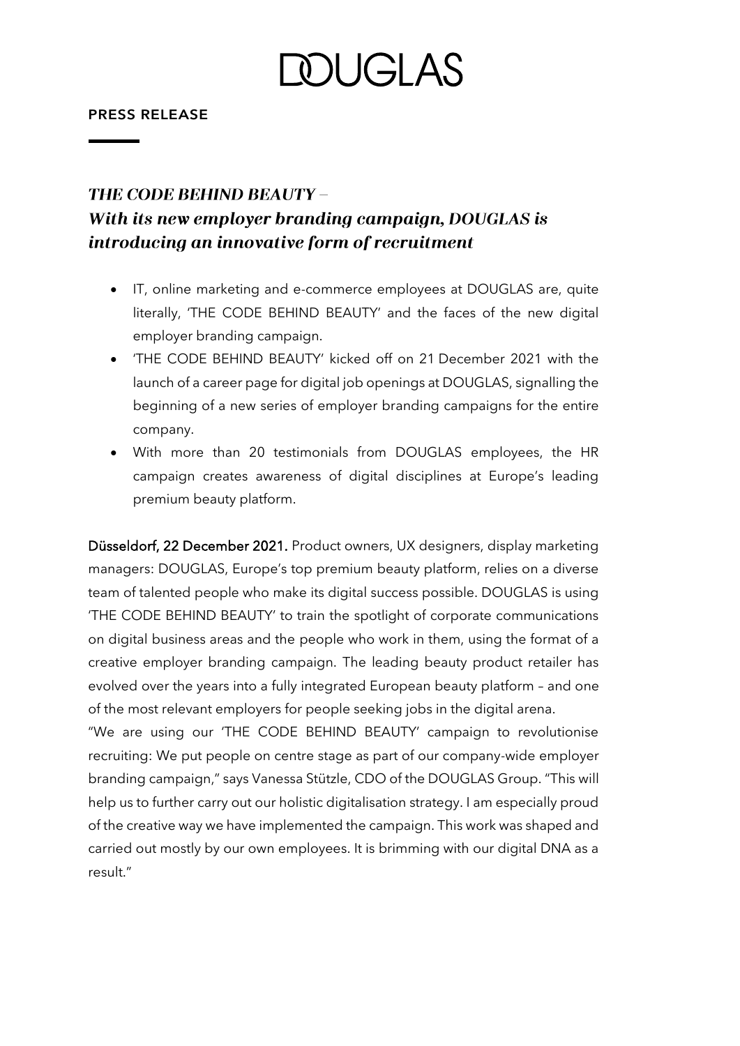# DOUGLAS

**PRESS RELEASE**

## *THE CODE BEHIND BEAUTY – With its new employer branding campaign, DOUGLAS is introducing an innovative form of recruitment*

- IT, online marketing and e-commerce employees at DOUGLAS are, quite literally, 'THE CODE BEHIND BEAUTY' and the faces of the new digital employer branding campaign.
- 'THE CODE BEHIND BEAUTY' kicked off on 21 December 2021 with the launch of a career page for digital job openings at DOUGLAS, signalling the beginning of a new series of employer branding campaigns for the entire company.
- With more than 20 testimonials from DOUGLAS employees, the HR campaign creates awareness of digital disciplines at Europe's leading premium beauty platform.

**Düsseldorf, 22 December 2021.** Product owners, UX designers, display marketing managers: DOUGLAS, Europe's top premium beauty platform, relies on a diverse team of talented people who make its digital success possible. DOUGLAS is using 'THE CODE BEHIND BEAUTY' to train the spotlight of corporate communications on digital business areas and the people who work in them, using the format of a creative employer branding campaign. The leading beauty product retailer has evolved over the years into a fully integrated European beauty platform – and one of the most relevant employers for people seeking jobs in the digital arena.

"We are using our 'THE CODE BEHIND BEAUTY' campaign to revolutionise recruiting: We put people on centre stage as part of our company-wide employer branding campaign," says Vanessa Stützle, CDO of the DOUGLAS Group. "This will help us to further carry out our holistic digitalisation strategy. I am especially proud of the creative way we have implemented the campaign. This work was shaped and carried out mostly by our own employees. It is brimming with our digital DNA as a result."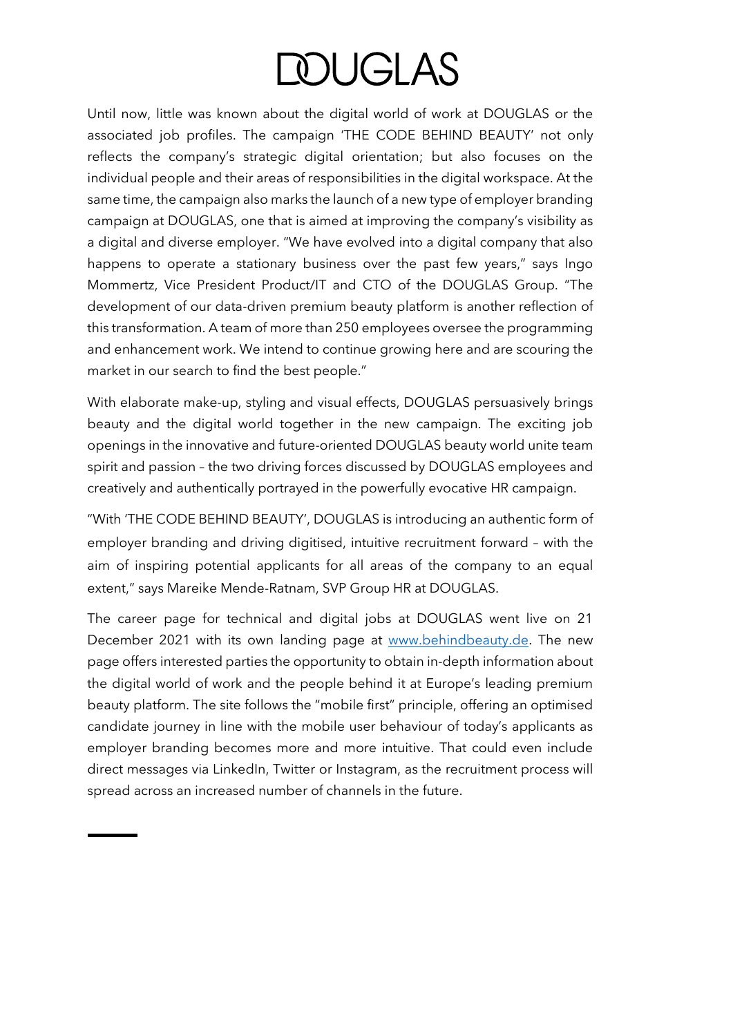Until now, little was known about the digital world of work at DOUGLAS or the associated job profiles. The campaign 'THE CODE BEHIND BEAUTY' not only reflects the company's strategic digital orientation; but also focuses on the individual people and their areas of responsibilities in the digital workspace. At the same time, the campaign also marks the launch of a new type of employer branding campaign at DOUGLAS, one that is aimed at improving the company's visibility as a digital and diverse employer. "We have evolved into a digital company that also happens to operate a stationary business over the past few years," says Ingo Mommertz, Vice President Product/IT and CTO of the DOUGLAS Group. "The development of our data-driven premium beauty platform is another reflection of this transformation. A team of more than 250 employees oversee the programming and enhancement work. We intend to continue growing here and are scouring the market in our search to find the best people."

With elaborate make-up, styling and visual effects, DOUGLAS persuasively brings beauty and the digital world together in the new campaign. The exciting job openings in the innovative and future-oriented DOUGLAS beauty world unite team spirit and passion – the two driving forces discussed by DOUGLAS employees and creatively and authentically portrayed in the powerfully evocative HR campaign.

"With 'THE CODE BEHIND BEAUTY', DOUGLAS is introducing an authentic form of employer branding and driving digitised, intuitive recruitment forward – with the aim of inspiring potential applicants for all areas of the company to an equal extent," says Mareike Mende-Ratnam, SVP Group HR at DOUGLAS.

The career page for technical and digital jobs at DOUGLAS went live on 21 December 2021 with its own landing page at [www.behindbeauty.de](www.behindbeauty.de). The new page offers interested parties the opportunity to obtain in-depth information about the digital world of work and the people behind it at Europe's leading premium beauty platform. The site follows the "mobile first" principle, offering an optimised candidate journey in line with the mobile user behaviour of today's applicants as employer branding becomes more and more intuitive. That could even include direct messages via LinkedIn, Twitter or Instagram, as the recruitment process will spread across an increased number of channels in the future.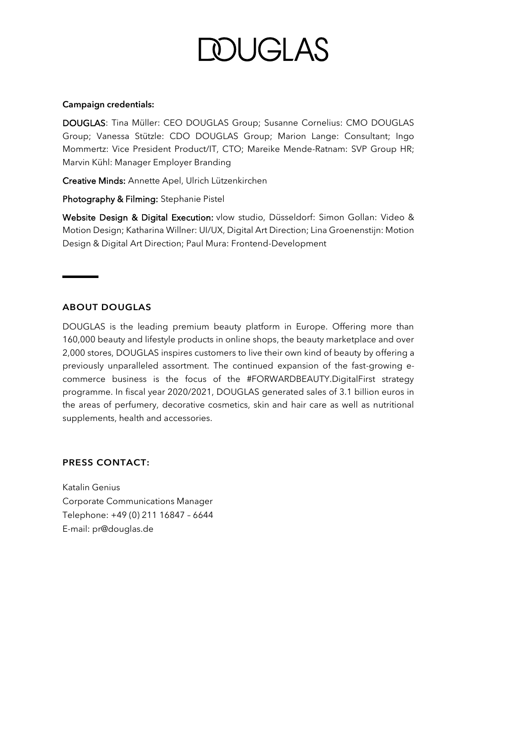**Campaign credentials:**

**DOUGLAS**: Tina Müller: CEO DOUGLAS Group; Susanne Cornelius: CMO DOUGLAS Group; Vanessa Stützle: CDO DOUGLAS Group; Marion Lange: Consultant; Ingo Mommertz: Vice President Product/IT, CTO; Mareike Mende-Ratnam: SVP Group HR; Marvin Kühl: Manager Employer Branding

**Creative Minds:** Annette Apel, Ulrich Lützenkirchen

**Photography & Filming:** Stephanie Pistel

**Website Design & Digital Execution:** vlow studio, Düsseldorf: Simon Gollan: Video & Motion Design; Katharina Willner: UI/UX, Digital Art Direction; Lina Groenenstijn: Motion Design & Digital Art Direction; Paul Mura: Frontend-Development

---

## ABOUT DOUGLAS

DOUGLAS is the leading premium beauty platform in Europe. Offering more than 160,000 beauty and lifestyle products in online shops, the beauty marketplace and over 2,000 stores, DOUGLAS inspires customers to live their own kind of beauty by offering a previously unparalleled assortment. The continued expansion of the fast-growing e-commerce business is the focus of the #FORWARDBEAUTY.DigitalFirst strategy programme. In fiscal year 2020/2021, DOUGLAS generated sales of 3.1 billion euros in the areas of perfumery, decorative cosmetics, skin and hair care as well as nutritional supplements, health and accessories.

## PRESS CONTACT:

Katalin Genius
Corporate Communications Manager
Telephone: +49 (0) 211 16847 – 6644
E-mail: pr@douglas.de